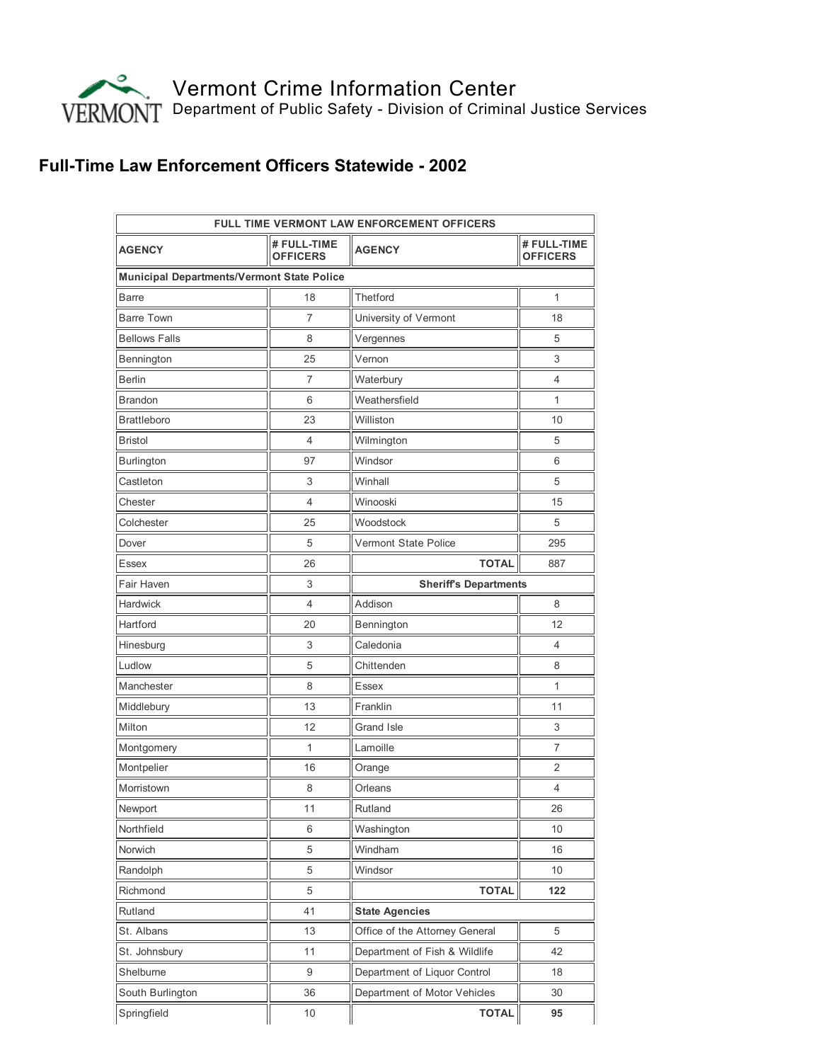Vermont Crime Information Center
Department of Public Safety - Division of Criminal Justice Services

## Full-Time Law Enforcement Officers Statewide - 2002

| FULL TIME VERMONT LAW ENFORCEMENT OFFICERS | | | |
|---|---|---|---|
| **AGENCY** | **# FULL-TIME OFFICERS** | **AGENCY** | **# FULL-TIME OFFICERS** |
| **Municipal Departments/Vermont State Police** | | | |
| Barre | 18 | Thetford | 1 |
| Barre Town | 7 | University of Vermont | 18 |
| Bellows Falls | 8 | Vergennes | 5 |
| Bennington | 25 | Vernon | 3 |
| Berlin | 7 | Waterbury | 4 |
| Brandon | 6 | Weathersfield | 1 |
| Brattleboro | 23 | Williston | 10 |
| Bristol | 4 | Wilmington | 5 |
| Burlington | 97 | Windsor | 6 |
| Castleton | 3 | Winhall | 5 |
| Chester | 4 | Winooski | 15 |
| Colchester | 25 | Woodstock | 5 |
| Dover | 5 | Vermont State Police | 295 |
| Essex | 26 | **TOTAL** | 887 |
| Fair Haven | 3 | **Sheriff's Departments** | |
| Hardwick | 4 | Addison | 8 |
| Hartford | 20 | Bennington | 12 |
| Hinesburg | 3 | Caledonia | 4 |
| Ludlow | 5 | Chittenden | 8 |
| Manchester | 8 | Essex | 1 |
| Middlebury | 13 | Franklin | 11 |
| Milton | 12 | Grand Isle | 3 |
| Montgomery | 1 | Lamoille | 7 |
| Montpelier | 16 | Orange | 2 |
| Morristown | 8 | Orleans | 4 |
| Newport | 11 | Rutland | 26 |
| Northfield | 6 | Washington | 10 |
| Norwich | 5 | Windham | 16 |
| Randolph | 5 | Windsor | 10 |
| Richmond | 5 | **TOTAL** | **122** |
| Rutland | 41 | **State Agencies** | |
| St. Albans | 13 | Office of the Attorney General | 5 |
| St. Johnsbury | 11 | Department of Fish & Wildlife | 42 |
| Shelburne | 9 | Department of Liquor Control | 18 |
| South Burlington | 36 | Department of Motor Vehicles | 30 |
| Springfield | 10 | **TOTAL** | **95** |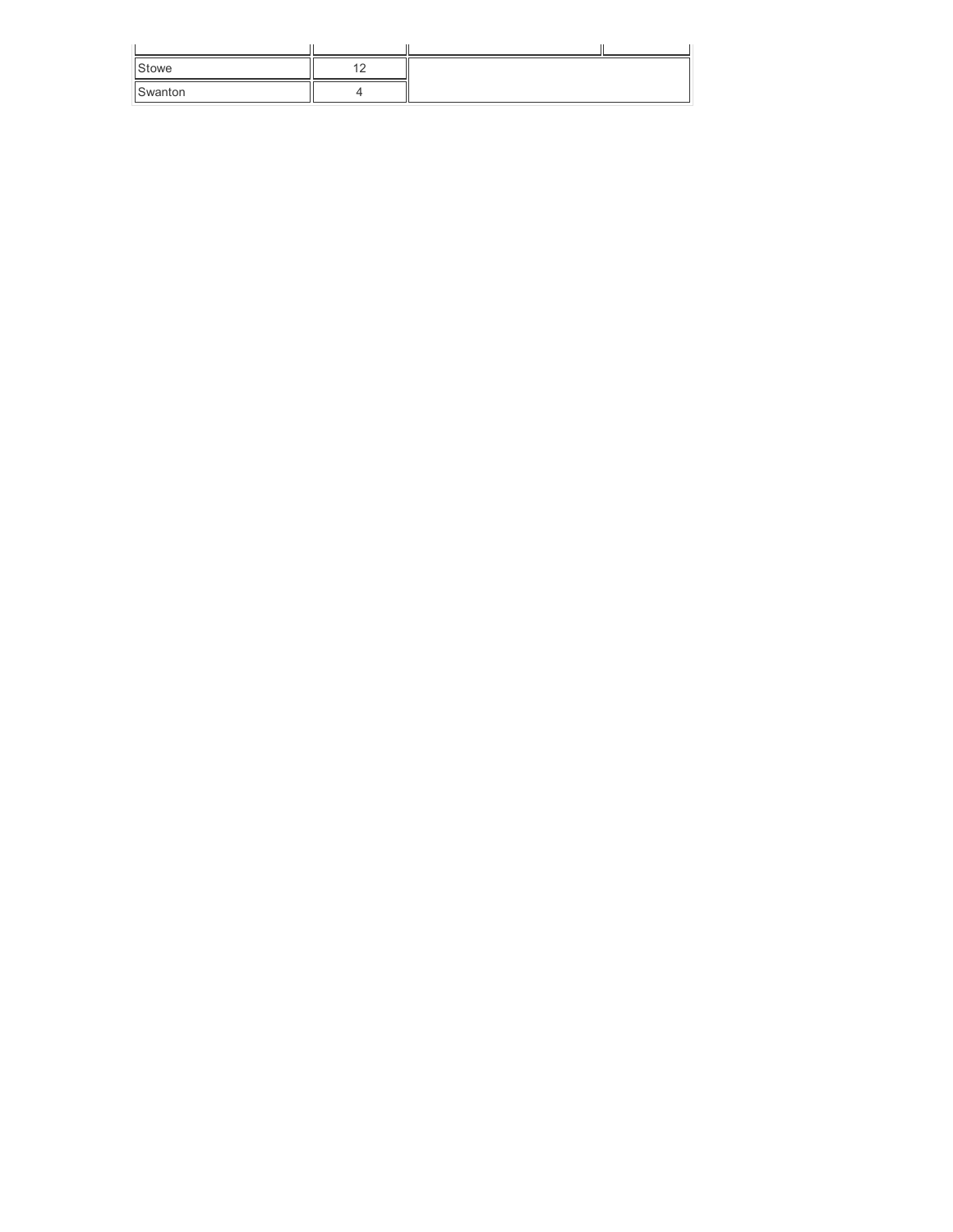| | | | |
|---|---|---|---|
| | | | |
| Stowe | 12 | | |
| Swanton | 4 | | |